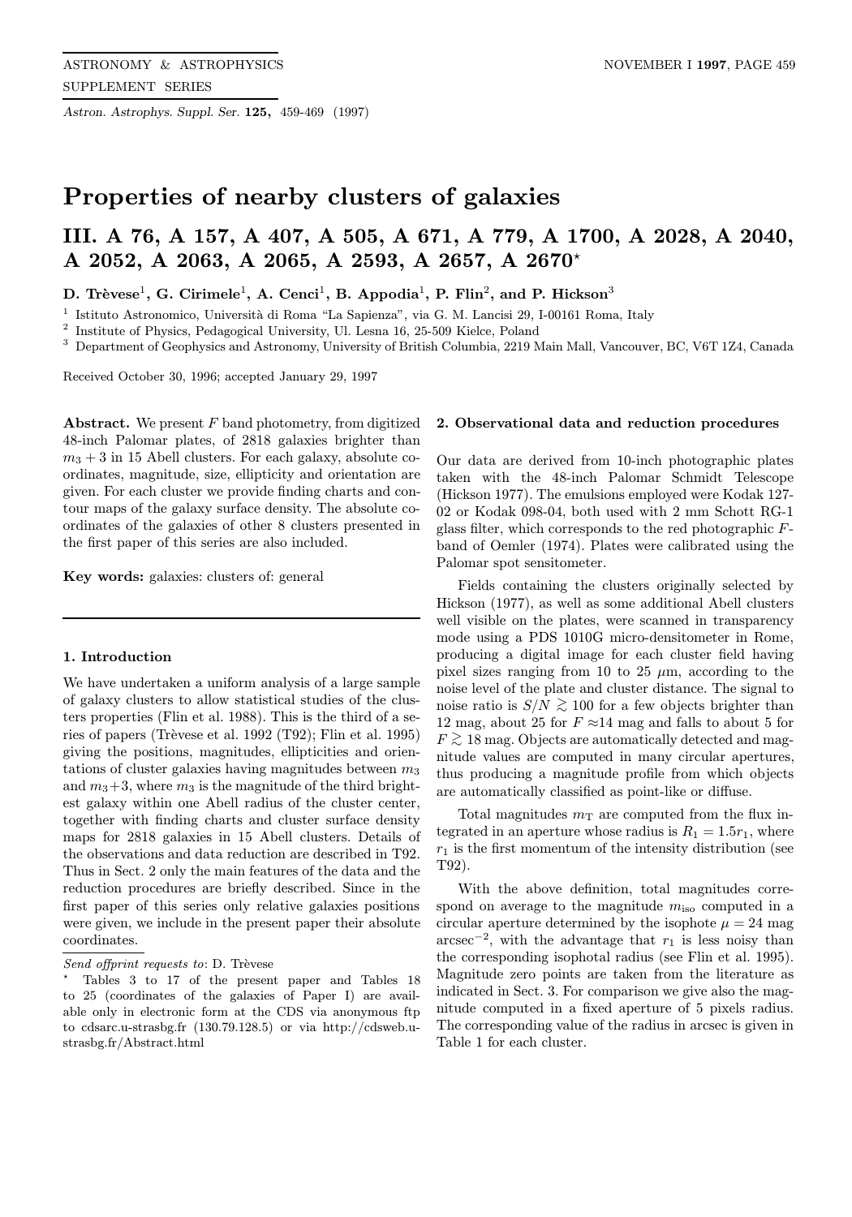*Astron. Astrophys. Suppl. Ser.* **125,** 459-469 (1997)

# Properties of nearby clusters of galaxies

## III. A 76, A 157, A 407, A 505, A 671, A 779, A 1700, A 2028, A 2040, A 2052, A 2063, A 2065, A 2593, A 2657, A 2670*

**D. Trèvese[1], G. Cirimele[1], A. Cenci[1], B. Appodia[1], P. Flin[2], and P. Hickson[3]**

[1] Istituto Astronomico, Università di Roma "La Sapienza", via G. M. Lancisi 29, I-00161 Roma, Italy

[2] Institute of Physics, Pedagogical University, Ul. Lesna 16, 25-509 Kielce, Poland

[3] Department of Geophysics and Astronomy, University of British Columbia, 2219 Main Mall, Vancouver, BC, V6T 1Z4, Canada

Received October 30, 1996; accepted January 29, 1997

**Abstract.** We present $F$ band photometry, from digitized 48-inch Palomar plates, of 2818 galaxies brighter than $m_3 + 3$ in 15 Abell clusters. For each galaxy, absolute coordinates, magnitude, size, ellipticity and orientation are given. For each cluster we provide finding charts and contour maps of the galaxy surface density. The absolute coordinates of the galaxies of other 8 clusters presented in the first paper of this series are also included.

**Key words:** galaxies: clusters of: general

### 1. Introduction

We have undertaken a uniform analysis of a large sample of galaxy clusters to allow statistical studies of the clusters properties (Flin et al. 1988). This is the third of a series of papers (Trèvese et al. 1992 (T92); Flin et al. 1995) giving the positions, magnitudes, ellipticities and orientations of cluster galaxies having magnitudes between $m_3$ and $m_3+3$, where $m_3$ is the magnitude of the third brightest galaxy within one Abell radius of the cluster center, together with finding charts and cluster surface density maps for 2818 galaxies in 15 Abell clusters. Details of the observations and data reduction are described in T92. Thus in Sect. 2 only the main features of the data and the reduction procedures are briefly described. Since in the first paper of this series only relative galaxies positions were given, we include in the present paper their absolute coordinates.

*Send offprint requests to*: D. Trèvese

\* Tables 3 to 17 of the present paper and Tables 18 to 25 (coordinates of the galaxies of Paper I) are available only in electronic form at the CDS via anonymous ftp to cdsarc.u-strasbg.fr (130.79.128.5) or via http://cdsweb.u-strasbg.fr/Abstract.html

### 2. Observational data and reduction procedures

Our data are derived from 10-inch photographic plates taken with the 48-inch Palomar Schmidt Telescope (Hickson 1977). The emulsions employed were Kodak 127-02 or Kodak 098-04, both used with 2 mm Schott RG-1 glass filter, which corresponds to the red photographic $F$-band of Oemler (1974). Plates were calibrated using the Palomar spot sensitometer.

Fields containing the clusters originally selected by Hickson (1977), as well as some additional Abell clusters well visible on the plates, were scanned in transparency mode using a PDS 1010G micro-densitometer in Rome, producing a digital image for each cluster field having pixel sizes ranging from 10 to 25 $\mu$m, according to the noise level of the plate and cluster distance. The signal to noise ratio is $S/N \gtrsim 100$ for a few objects brighter than 12 mag, about 25 for $F \approx 14$ mag and falls to about 5 for $F \gtrsim 18$ mag. Objects are automatically detected and magnitude values are computed in many circular apertures, thus producing a magnitude profile from which objects are automatically classified as point-like or diffuse.

Total magnitudes $m_{\rm T}$ are computed from the flux integrated in an aperture whose radius is $R_1 = 1.5 r_1$, where $r_1$ is the first momentum of the intensity distribution (see T92).

With the above definition, total magnitudes correspond on average to the magnitude $m_{\rm iso}$ computed in a circular aperture determined by the isophote $\mu = 24$ mag arcsec$^{-2}$, with the advantage that $r_1$ is less noisy than the corresponding isophotal radius (see Flin et al. 1995). Magnitude zero points are taken from the literature as indicated in Sect. 3. For comparison we give also the magnitude computed in a fixed aperture of 5 pixels radius. The corresponding value of the radius in arcsec is given in Table 1 for each cluster.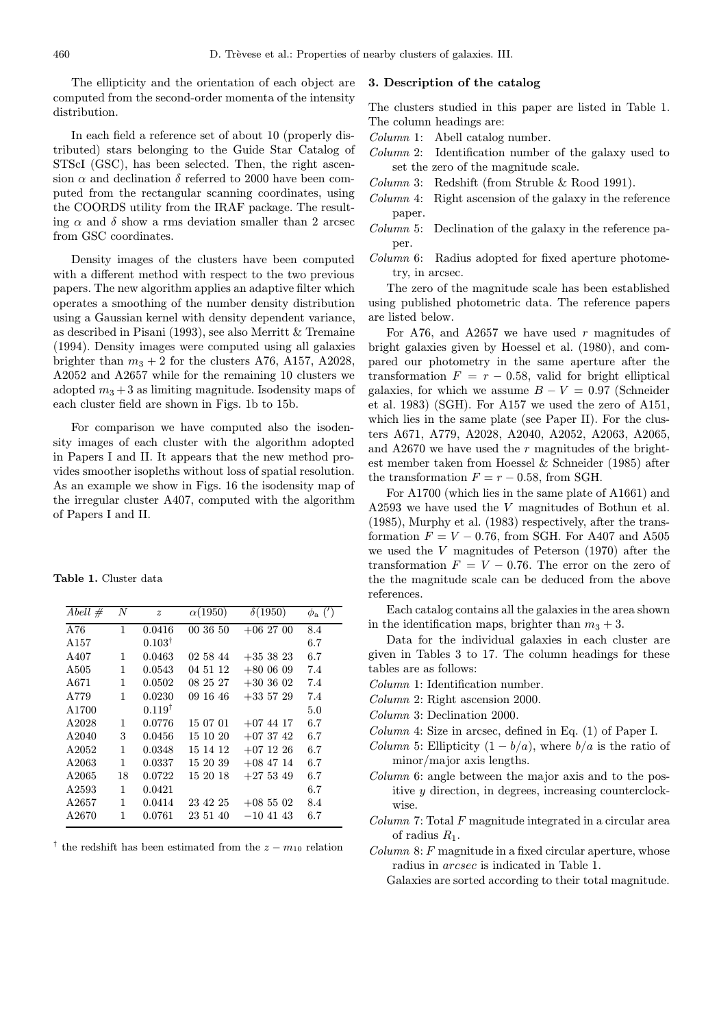The ellipticity and the orientation of each object are computed from the second-order momenta of the intensity distribution.

In each field a reference set of about 10 (properly distributed) stars belonging to the Guide Star Catalog of STScI (GSC), has been selected. Then, the right ascension $\alpha$ and declination $\delta$ referred to 2000 have been computed from the rectangular scanning coordinates, using the COORDS utility from the IRAF package. The resulting $\alpha$ and $\delta$ show a rms deviation smaller than 2 arcsec from GSC coordinates.

Density images of the clusters have been computed with a different method with respect to the two previous papers. The new algorithm applies an adaptive filter which operates a smoothing of the number density distribution using a Gaussian kernel with density dependent variance, as described in Pisani (1993), see also Merritt & Tremaine (1994). Density images were computed using all galaxies brighter than $m_3 + 2$ for the clusters A76, A157, A2028, A2052 and A2657 while for the remaining 10 clusters we adopted $m_3 + 3$ as limiting magnitude. Isodensity maps of each cluster field are shown in Figs. 1b to 15b.

For comparison we have computed also the isodensity images of each cluster with the algorithm adopted in Papers I and II. It appears that the new method provides smoother isopleths without loss of spatial resolution. As an example we show in Figs. 16 the isodensity map of the irregular cluster A407, computed with the algorithm of Papers I and II.

**Table 1.** Cluster data

| *Abell #* | $N$ | $z$ | $\alpha(1950)$ | $\delta(1950)$ | $\phi_{\rm a}$ (′) |
|---|---|---|---|---|---|
| A76 | 1 | 0.0416 | 00 36 50 | +06 27 00 | 8.4 |
| A157 | | $0.103^{\dagger}$ | | | 6.7 |
| A407 | 1 | 0.0463 | 02 58 44 | +35 38 23 | 6.7 |
| A505 | 1 | 0.0543 | 04 51 12 | +80 06 09 | 7.4 |
| A671 | 1 | 0.0502 | 08 25 27 | +30 36 02 | 7.4 |
| A779 | 1 | 0.0230 | 09 16 46 | +33 57 29 | 7.4 |
| A1700 | | $0.119^{\dagger}$ | | | 5.0 |
| A2028 | 1 | 0.0776 | 15 07 01 | +07 44 17 | 6.7 |
| A2040 | 3 | 0.0456 | 15 10 20 | +07 37 42 | 6.7 |
| A2052 | 1 | 0.0348 | 15 14 12 | +07 12 26 | 6.7 |
| A2063 | 1 | 0.0337 | 15 20 39 | +08 47 14 | 6.7 |
| A2065 | 18 | 0.0722 | 15 20 18 | +27 53 49 | 6.7 |
| A2593 | 1 | 0.0421 | | | 6.7 |
| A2657 | 1 | 0.0414 | 23 42 25 | +08 55 02 | 8.4 |
| A2670 | 1 | 0.0761 | 23 51 40 | −10 41 43 | 6.7 |

$^{\dagger}$ the redshift has been estimated from the $z - m_{10}$ relation

## 3. Description of the catalog

The clusters studied in this paper are listed in Table 1. The column headings are:

*Column* 1: Abell catalog number.
*Column* 2: Identification number of the galaxy used to set the zero of the magnitude scale.
*Column* 3: Redshift (from Struble & Rood 1991).
*Column* 4: Right ascension of the galaxy in the reference paper.
*Column* 5: Declination of the galaxy in the reference paper.
*Column* 6: Radius adopted for fixed aperture photometry, in arcsec.

The zero of the magnitude scale has been established using published photometric data. The reference papers are listed below.

For A76, and A2657 we have used $r$ magnitudes of bright galaxies given by Hoessel et al. (1980), and compared our photometry in the same aperture after the transformation $F = r - 0.58$, valid for bright elliptical galaxies, for which we assume $B - V = 0.97$ (Schneider et al. 1983) (SGH). For A157 we used the zero of A151, which lies in the same plate (see Paper II). For the clusters A671, A779, A2028, A2040, A2052, A2063, A2065, and A2670 we have used the $r$ magnitudes of the brightest member taken from Hoessel & Schneider (1985) after the transformation $F = r - 0.58$, from SGH.

For A1700 (which lies in the same plate of A1661) and A2593 we have used the $V$ magnitudes of Bothun et al. (1985), Murphy et al. (1983) respectively, after the transformation $F = V - 0.76$, from SGH. For A407 and A505 we used the $V$ magnitudes of Peterson (1970) after the transformation $F = V - 0.76$. The error on the zero of the the magnitude scale can be deduced from the above references.

Each catalog contains all the galaxies in the area shown in the identification maps, brighter than $m_3 + 3$.

Data for the individual galaxies in each cluster are given in Tables 3 to 17. The column headings for these tables are as follows:

*Column* 1: Identification number.
*Column* 2: Right ascension 2000.
*Column* 3: Declination 2000.
*Column* 4: Size in arcsec, defined in Eq. (1) of Paper I.
*Column* 5: Ellipticity $(1 - b/a)$, where $b/a$ is the ratio of minor/major axis lengths.
*Column* 6: angle between the major axis and to the positive $y$ direction, in degrees, increasing counterclockwise.
*Column* 7: Total $F$ magnitude integrated in a circular area of radius $R_1$.
*Column* 8: $F$ magnitude in a fixed circular aperture, whose radius in *arcsec* is indicated in Table 1.

Galaxies are sorted according to their total magnitude.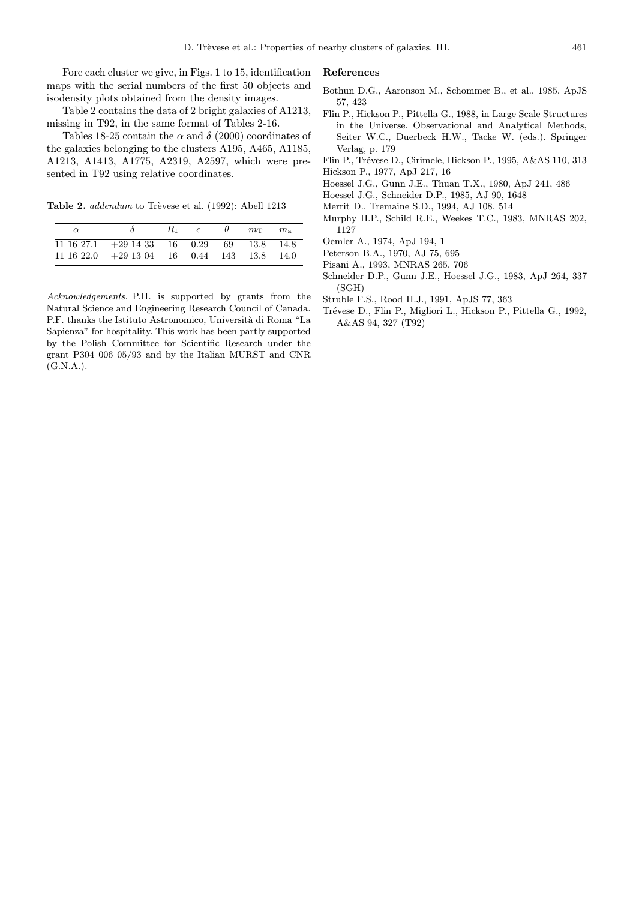Fore each cluster we give, in Figs. 1 to 15, identification maps with the serial numbers of the first 50 objects and isodensity plots obtained from the density images.

Table 2 contains the data of 2 bright galaxies of A1213, missing in T92, in the same format of Tables 2-16.

Tables 18-25 contain the $\alpha$ and $\delta$ (2000) coordinates of the galaxies belonging to the clusters A195, A465, A1185, A1213, A1413, A1775, A2319, A2597, which were presented in T92 using relative coordinates.

**Table 2.** *addendum* to Trèvese et al. (1992): Abell 1213

| $\alpha$ | $\delta$ | $R_1$ | $\epsilon$ | $\theta$ | $m_{\rm T}$ | $m_{\rm a}$ |
|---|---|---|---|---|---|---|
| 11 16 27.1 | +29 14 33 | 16 | 0.29 | 69 | 13.8 | 14.8 |
| 11 16 22.0 | +29 13 04 | 16 | 0.44 | 143 | 13.8 | 14.0 |

*Acknowledgements.* P.H. is supported by grants from the Natural Science and Engineering Research Council of Canada. P.F. thanks the Istituto Astronomico, Università di Roma "La Sapienza" for hospitality. This work has been partly supported by the Polish Committee for Scientific Research under the grant P304 006 05/93 and by the Italian MURST and CNR (G.N.A.).

## References

Bothun D.G., Aaronson M., Schommer B., et al., 1985, ApJS 57, 423

Flin P., Hickson P., Pittella G., 1988, in Large Scale Structures in the Universe. Observational and Analytical Methods, Seiter W.C., Duerbeck H.W., Tacke W. (eds.). Springer Verlag, p. 179

Flin P., Trévese D., Cirimele, Hickson P., 1995, A&AS 110, 313

Hickson P., 1977, ApJ 217, 16

Hoessel J.G., Gunn J.E., Thuan T.X., 1980, ApJ 241, 486

Hoessel J.G., Schneider D.P., 1985, AJ 90, 1648

Merrit D., Tremaine S.D., 1994, AJ 108, 514

Murphy H.P., Schild R.E., Weekes T.C., 1983, MNRAS 202, 1127

Oemler A., 1974, ApJ 194, 1

Peterson B.A., 1970, AJ 75, 695

Pisani A., 1993, MNRAS 265, 706

Schneider D.P., Gunn J.E., Hoessel J.G., 1983, ApJ 264, 337 (SGH)

Struble F.S., Rood H.J., 1991, ApJS 77, 363

Trévese D., Flin P., Migliori L., Hickson P., Pittella G., 1992, A&AS 94, 327 (T92)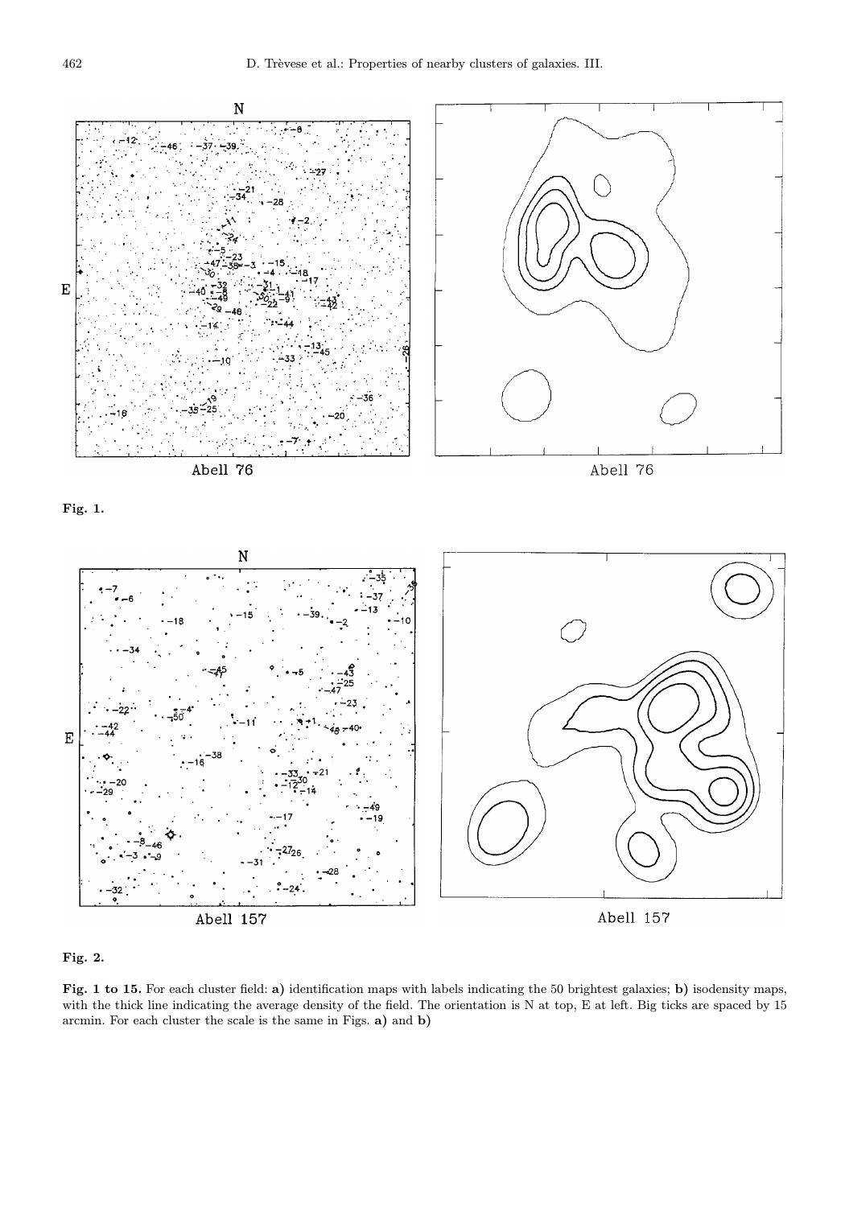**Fig. 1.**

**Fig. 2.**

**Fig. 1 to 15.** For each cluster field: **a)** identification maps with labels indicating the 50 brightest galaxies; **b)** isodensity maps, with the thick line indicating the average density of the field. The orientation is N at top, E at left. Big ticks are spaced by 15 arcmin. For each cluster the scale is the same in Figs. **a)** and **b)**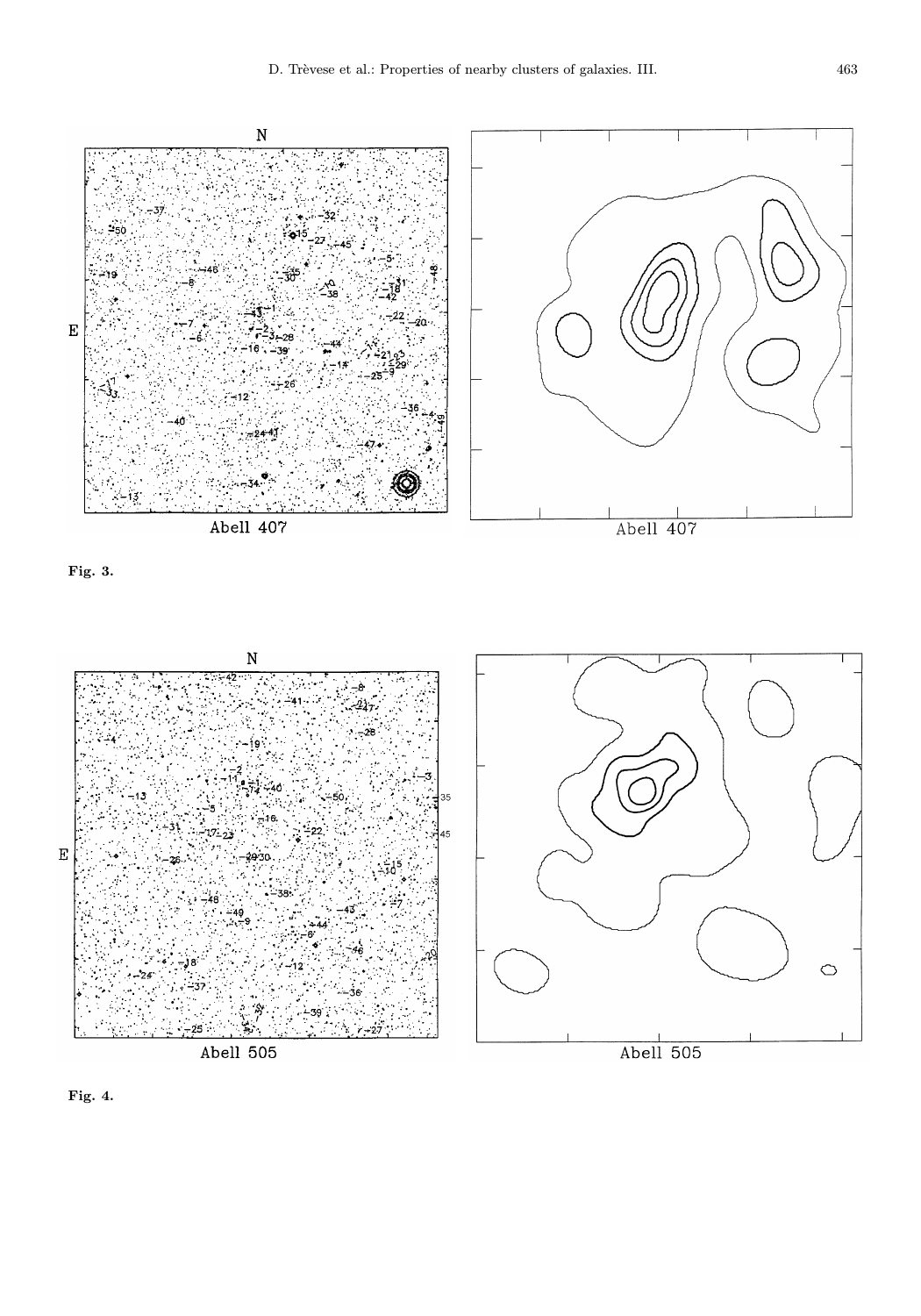Fig. 3.

Fig. 4.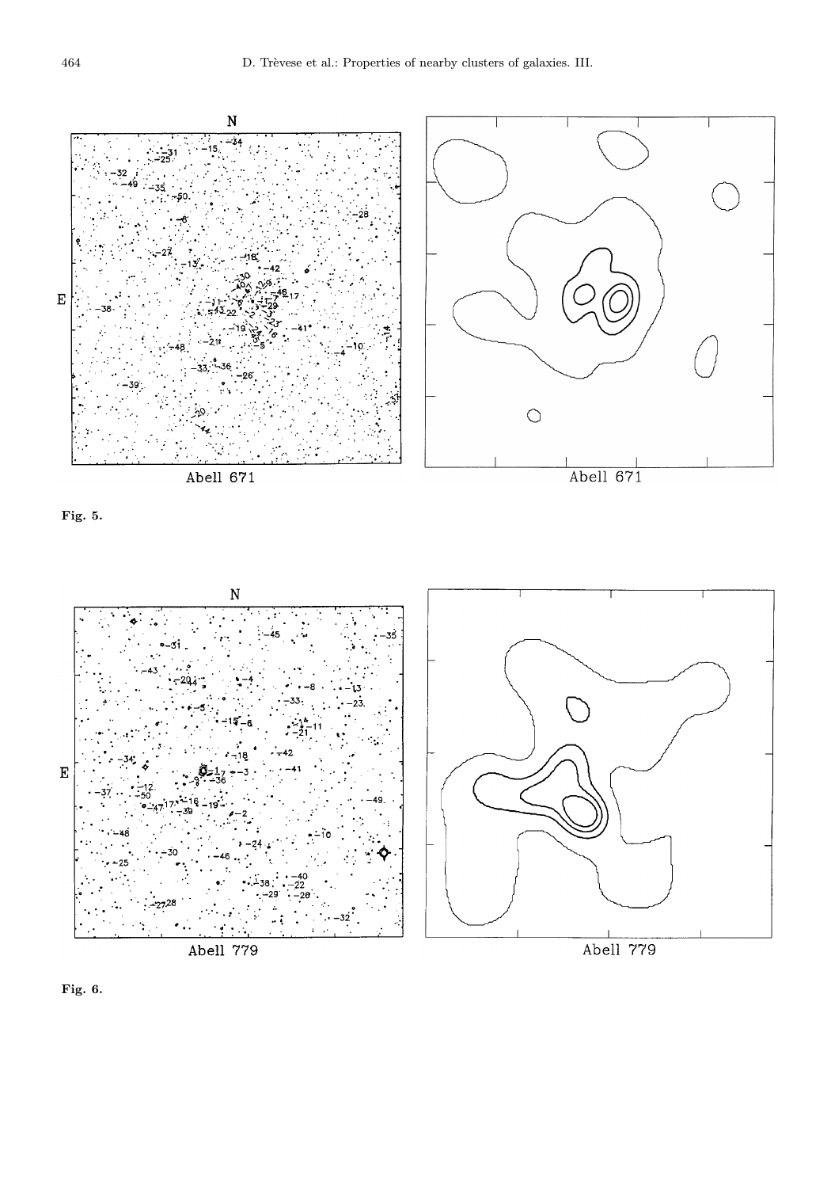**Fig. 5.**

**Fig. 6.**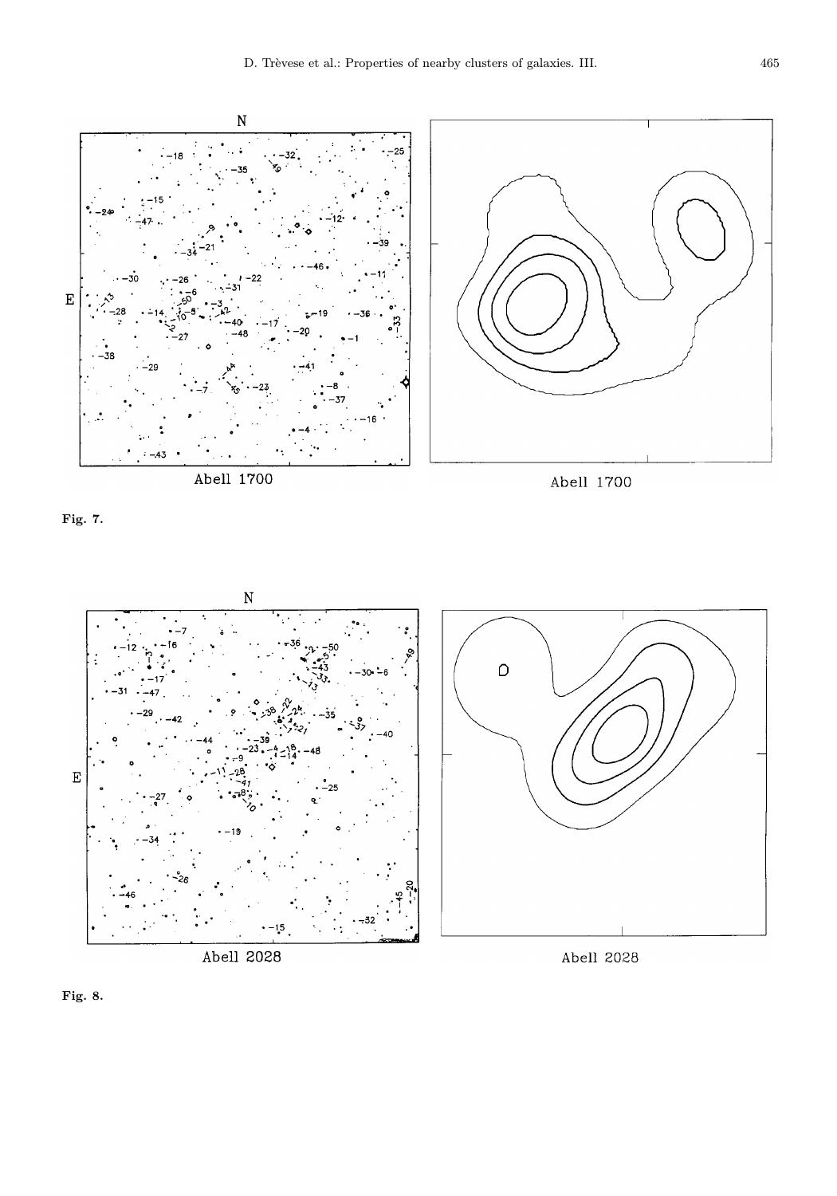Fig. 7.

Fig. 8.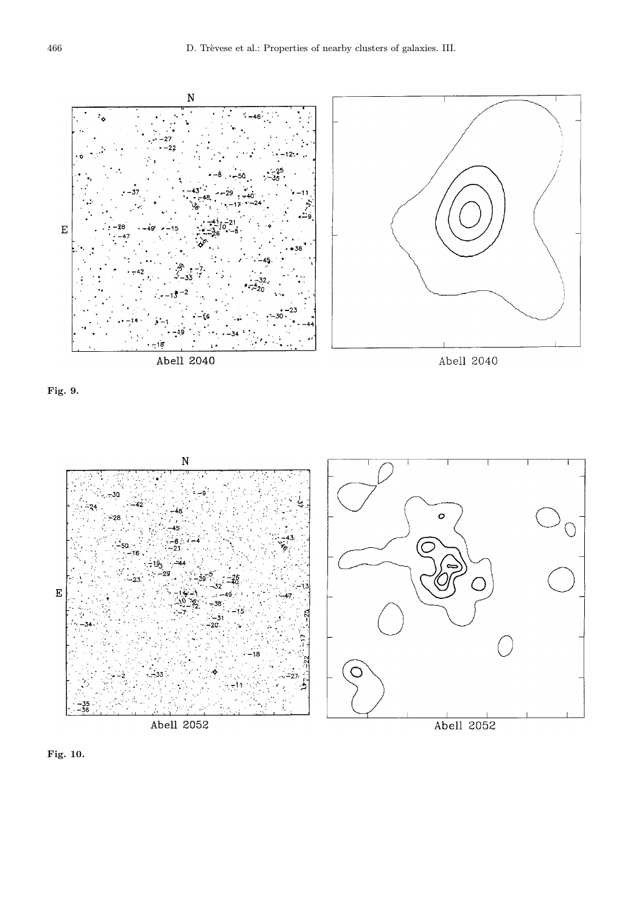**Fig. 9.**

**Fig. 10.**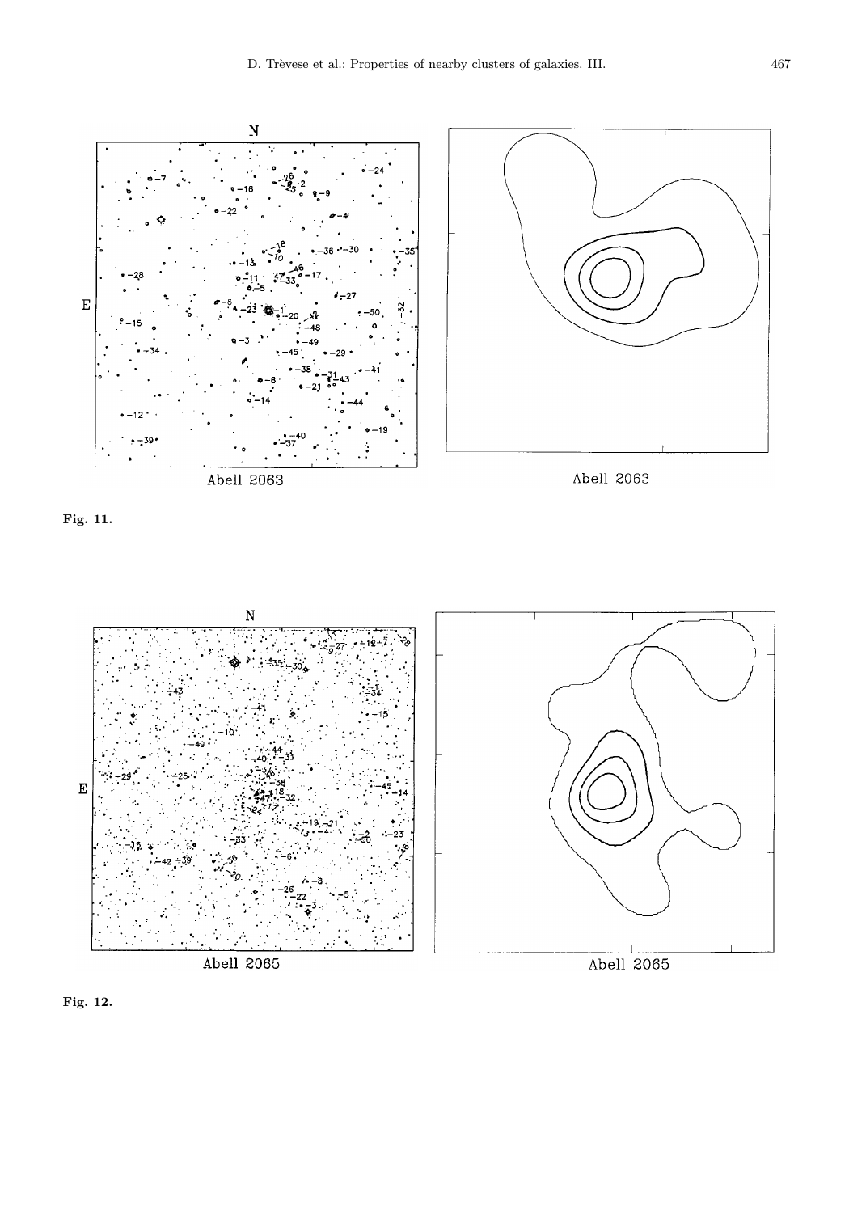Fig. 11.

Fig. 12.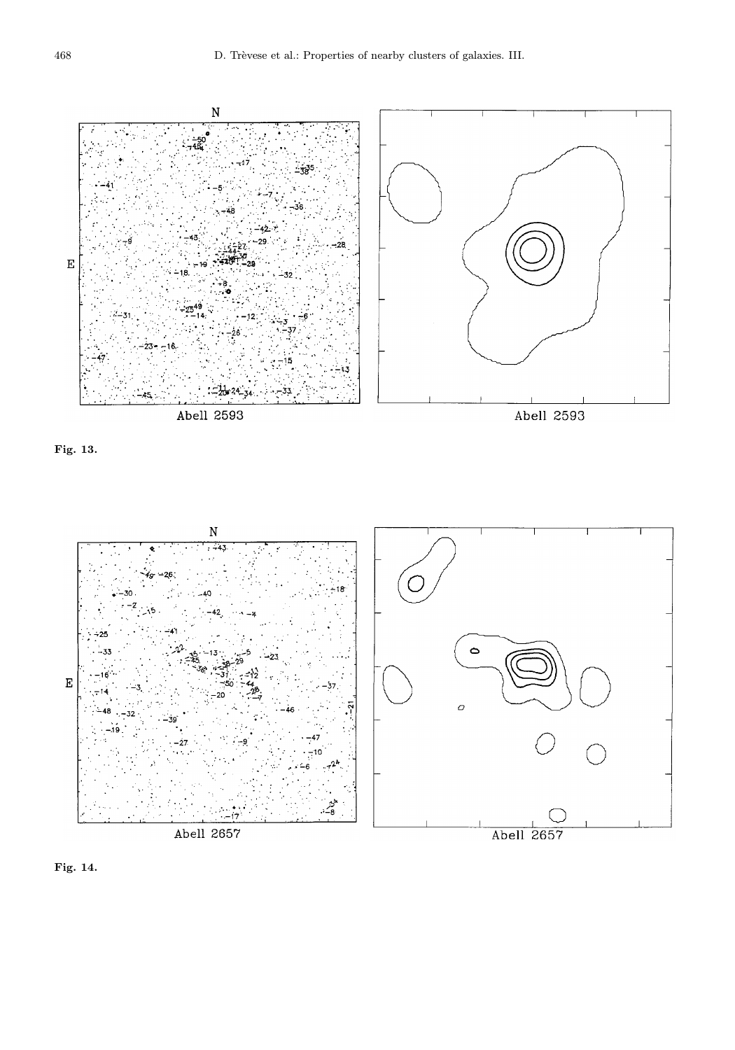**Fig. 13.**

**Fig. 14.**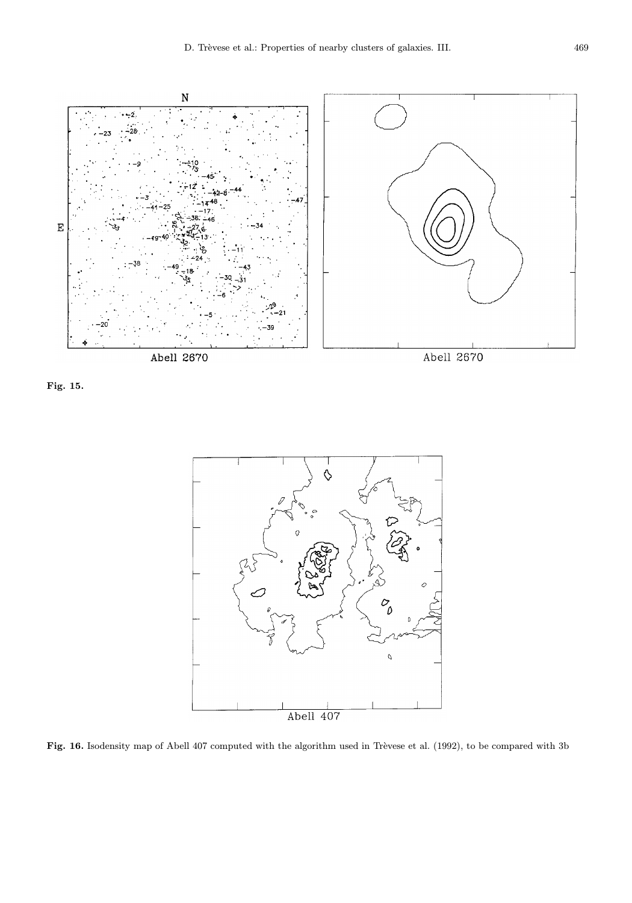N

E

Abell 2670

Abell 2670

**Fig. 15.**

Abell 407

**Fig. 16.** Isodensity map of Abell 407 computed with the algorithm used in Trèvese et al. (1992), to be compared with 3b